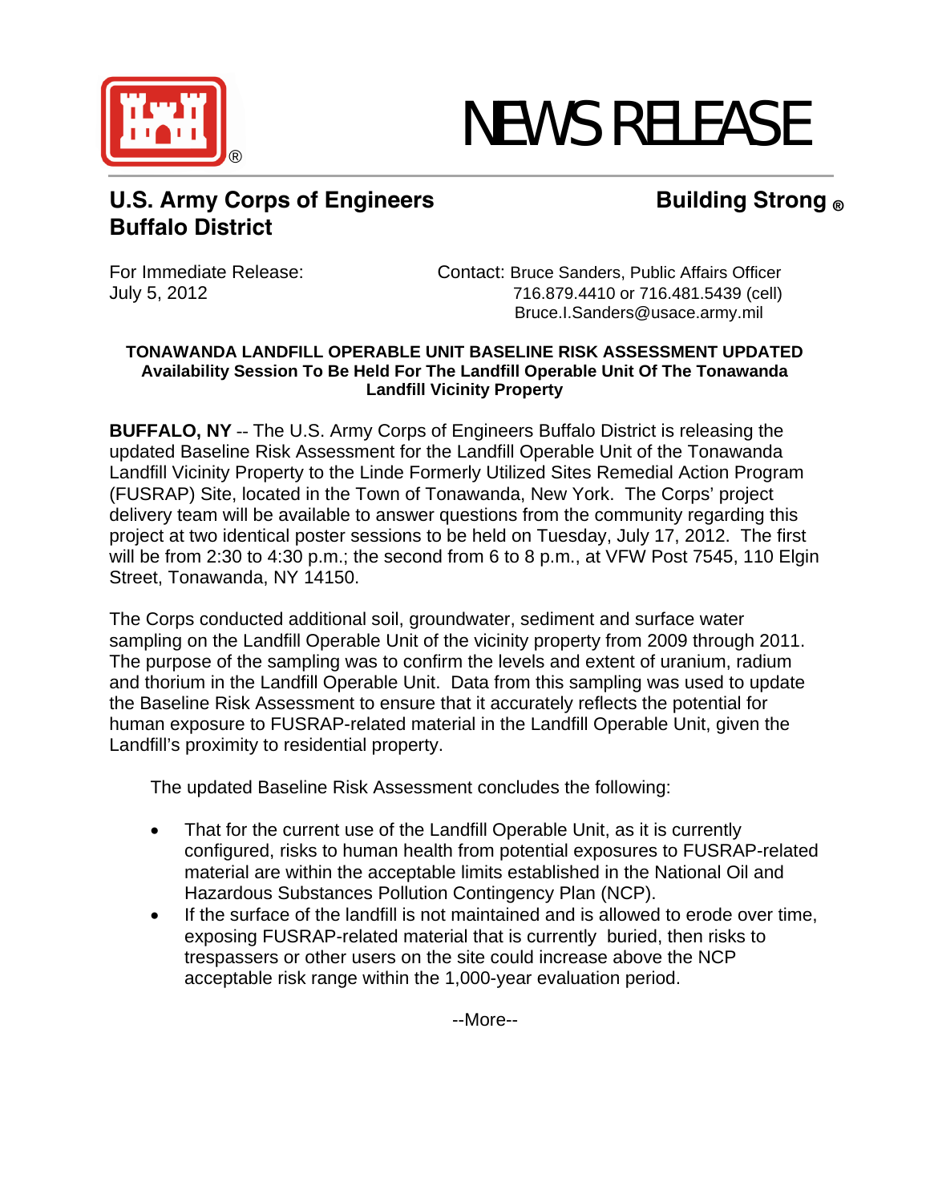# NEWS RELEASE

## U.S. Army Corps of Engineers Buffalo District

**Building Strong ®**

For Immediate Release:
July 5, 2012

Contact: Bruce Sanders, Public Affairs Officer
716.879.4410 or 716.481.5439 (cell)
Bruce.I.Sanders@usace.army.mil

### TONAWANDA LANDFILL OPERABLE UNIT BASELINE RISK ASSESSMENT UPDATED

**Availability Session To Be Held For The Landfill Operable Unit Of The Tonawanda Landfill Vicinity Property**

**BUFFALO, NY** -- The U.S. Army Corps of Engineers Buffalo District is releasing the updated Baseline Risk Assessment for the Landfill Operable Unit of the Tonawanda Landfill Vicinity Property to the Linde Formerly Utilized Sites Remedial Action Program (FUSRAP) Site, located in the Town of Tonawanda, New York. The Corps' project delivery team will be available to answer questions from the community regarding this project at two identical poster sessions to be held on Tuesday, July 17, 2012. The first will be from 2:30 to 4:30 p.m.; the second from 6 to 8 p.m., at VFW Post 7545, 110 Elgin Street, Tonawanda, NY 14150.

The Corps conducted additional soil, groundwater, sediment and surface water sampling on the Landfill Operable Unit of the vicinity property from 2009 through 2011. The purpose of the sampling was to confirm the levels and extent of uranium, radium and thorium in the Landfill Operable Unit. Data from this sampling was used to update the Baseline Risk Assessment to ensure that it accurately reflects the potential for human exposure to FUSRAP-related material in the Landfill Operable Unit, given the Landfill's proximity to residential property.

The updated Baseline Risk Assessment concludes the following:

- That for the current use of the Landfill Operable Unit, as it is currently configured, risks to human health from potential exposures to FUSRAP-related material are within the acceptable limits established in the National Oil and Hazardous Substances Pollution Contingency Plan (NCP).
- If the surface of the landfill is not maintained and is allowed to erode over time, exposing FUSRAP-related material that is currently buried, then risks to trespassers or other users on the site could increase above the NCP acceptable risk range within the 1,000-year evaluation period.

--More--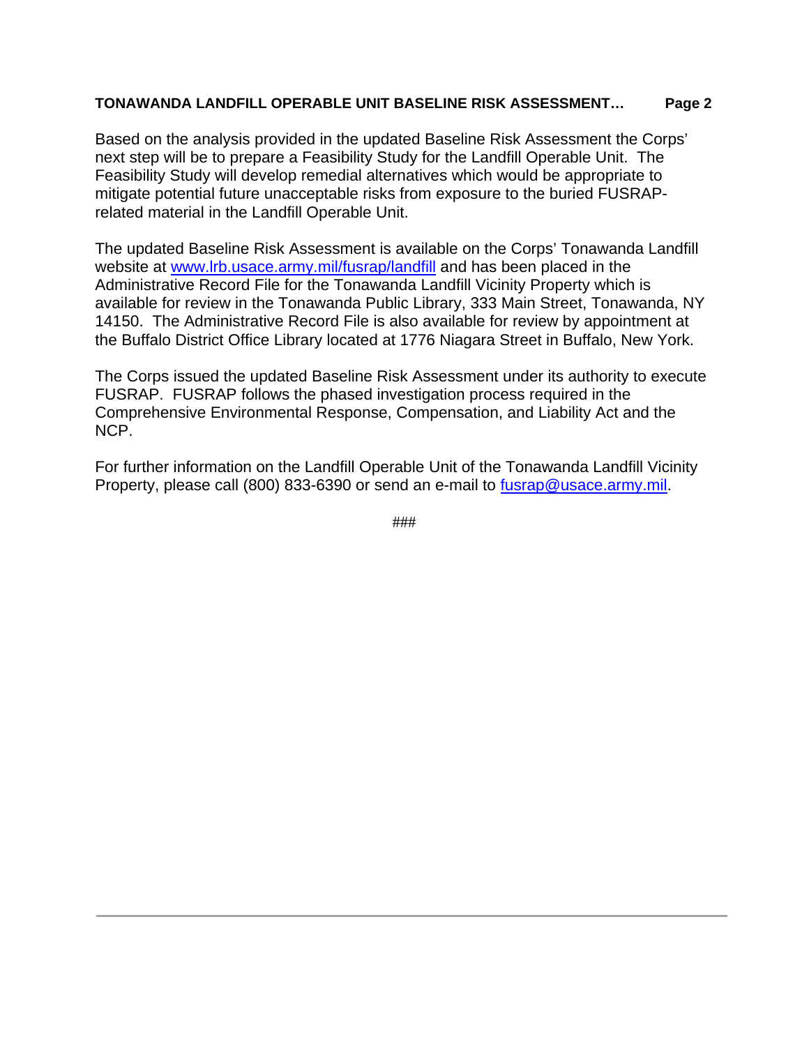Based on the analysis provided in the updated Baseline Risk Assessment the Corps' next step will be to prepare a Feasibility Study for the Landfill Operable Unit. The Feasibility Study will develop remedial alternatives which would be appropriate to mitigate potential future unacceptable risks from exposure to the buried FUSRAP-related material in the Landfill Operable Unit.

The updated Baseline Risk Assessment is available on the Corps' Tonawanda Landfill website at www.lrb.usace.army.mil/fusrap/landfill and has been placed in the Administrative Record File for the Tonawanda Landfill Vicinity Property which is available for review in the Tonawanda Public Library, 333 Main Street, Tonawanda, NY 14150. The Administrative Record File is also available for review by appointment at the Buffalo District Office Library located at 1776 Niagara Street in Buffalo, New York.

The Corps issued the updated Baseline Risk Assessment under its authority to execute FUSRAP. FUSRAP follows the phased investigation process required in the Comprehensive Environmental Response, Compensation, and Liability Act and the NCP.

For further information on the Landfill Operable Unit of the Tonawanda Landfill Vicinity Property, please call (800) 833-6390 or send an e-mail to fusrap@usace.army.mil.

###